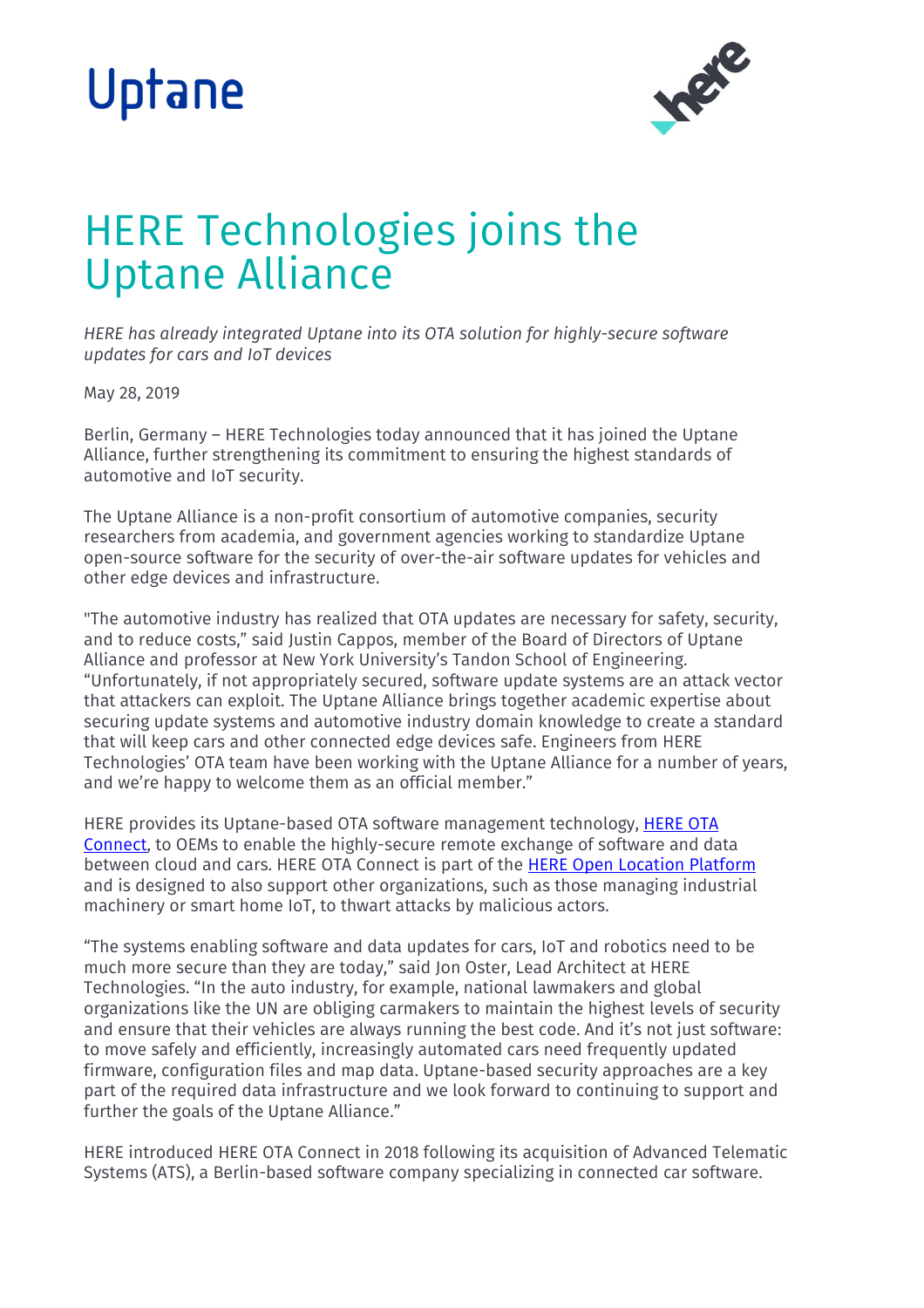Uptane

# HERE Technologies joins the Uptane Alliance

*HERE has already integrated Uptane into its OTA solution for highly-secure software updates for cars and IoT devices*

May 28, 2019

Berlin, Germany – HERE Technologies today announced that it has joined the Uptane Alliance, further strengthening its commitment to ensuring the highest standards of automotive and IoT security.

The Uptane Alliance is a non-profit consortium of automotive companies, security researchers from academia, and government agencies working to standardize Uptane open-source software for the security of over-the-air software updates for vehicles and other edge devices and infrastructure.

"The automotive industry has realized that OTA updates are necessary for safety, security, and to reduce costs," said Justin Cappos, member of the Board of Directors of Uptane Alliance and professor at New York University's Tandon School of Engineering. "Unfortunately, if not appropriately secured, software update systems are an attack vector that attackers can exploit. The Uptane Alliance brings together academic expertise about securing update systems and automotive industry domain knowledge to create a standard that will keep cars and other connected edge devices safe. Engineers from HERE Technologies' OTA team have been working with the Uptane Alliance for a number of years, and we're happy to welcome them as an official member."

HERE provides its Uptane-based OTA software management technology, HERE OTA Connect, to OEMs to enable the highly-secure remote exchange of software and data between cloud and cars. HERE OTA Connect is part of the HERE Open Location Platform and is designed to also support other organizations, such as those managing industrial machinery or smart home IoT, to thwart attacks by malicious actors.

"The systems enabling software and data updates for cars, IoT and robotics need to be much more secure than they are today," said Jon Oster, Lead Architect at HERE Technologies. "In the auto industry, for example, national lawmakers and global organizations like the UN are obliging carmakers to maintain the highest levels of security and ensure that their vehicles are always running the best code. And it's not just software: to move safely and efficiently, increasingly automated cars need frequently updated firmware, configuration files and map data. Uptane-based security approaches are a key part of the required data infrastructure and we look forward to continuing to support and further the goals of the Uptane Alliance."

HERE introduced HERE OTA Connect in 2018 following its acquisition of Advanced Telematic Systems (ATS), a Berlin-based software company specializing in connected car software.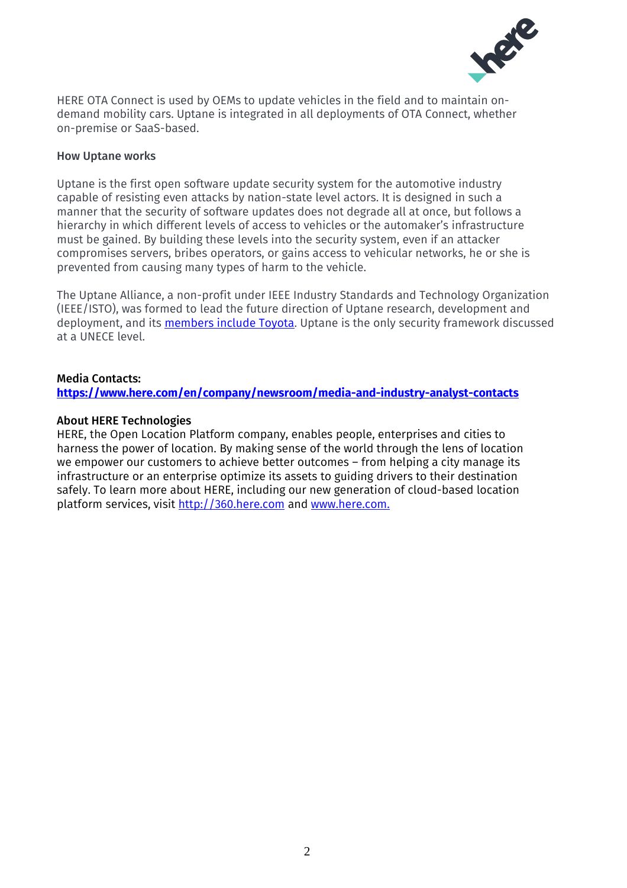HERE OTA Connect is used by OEMs to update vehicles in the field and to maintain on-demand mobility cars. Uptane is integrated in all deployments of OTA Connect, whether on-premise or SaaS-based.

**How Uptane works**

Uptane is the first open software update security system for the automotive industry capable of resisting even attacks by nation-state level actors. It is designed in such a manner that the security of software updates does not degrade all at once, but follows a hierarchy in which different levels of access to vehicles or the automaker's infrastructure must be gained. By building these levels into the security system, even if an attacker compromises servers, bribes operators, or gains access to vehicular networks, he or she is prevented from causing many types of harm to the vehicle.

The Uptane Alliance, a non-profit under IEEE Industry Standards and Technology Organization (IEEE/ISTO), was formed to lead the future direction of Uptane research, development and deployment, and its members include Toyota. Uptane is the only security framework discussed at a UNECE level.

**Media Contacts:**
**https://www.here.com/en/company/newsroom/media-and-industry-analyst-contacts**

**About HERE Technologies**
HERE, the Open Location Platform company, enables people, enterprises and cities to harness the power of location. By making sense of the world through the lens of location we empower our customers to achieve better outcomes – from helping a city manage its infrastructure or an enterprise optimize its assets to guiding drivers to their destination safely. To learn more about HERE, including our new generation of cloud-based location platform services, visit http://360.here.com and www.here.com.